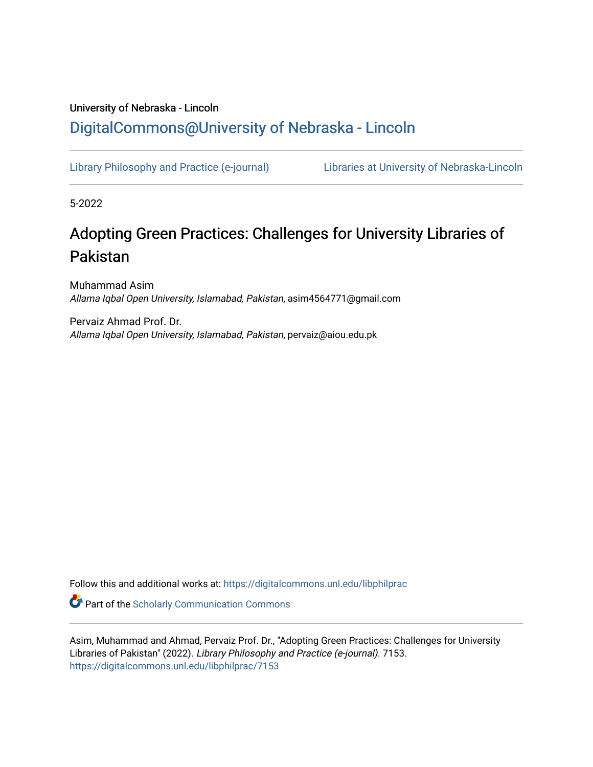University of Nebraska - Lincoln

DigitalCommons@University of Nebraska - Lincoln

Library Philosophy and Practice (e-journal) | Libraries at University of Nebraska-Lincoln

5-2022

# Adopting Green Practices: Challenges for University Libraries of Pakistan

Muhammad Asim
*Allama Iqbal Open University, Islamabad, Pakistan*, asim4564771@gmail.com

Pervaiz Ahmad Prof. Dr.
*Allama Iqbal Open University, Islamabad, Pakistan*, pervaiz@aiou.edu.pk

Follow this and additional works at: https://digitalcommons.unl.edu/libphilprac

Part of the Scholarly Communication Commons

Asim, Muhammad and Ahmad, Pervaiz Prof. Dr., "Adopting Green Practices: Challenges for University Libraries of Pakistan" (2022). *Library Philosophy and Practice (e-journal)*. 7153.
https://digitalcommons.unl.edu/libphilprac/7153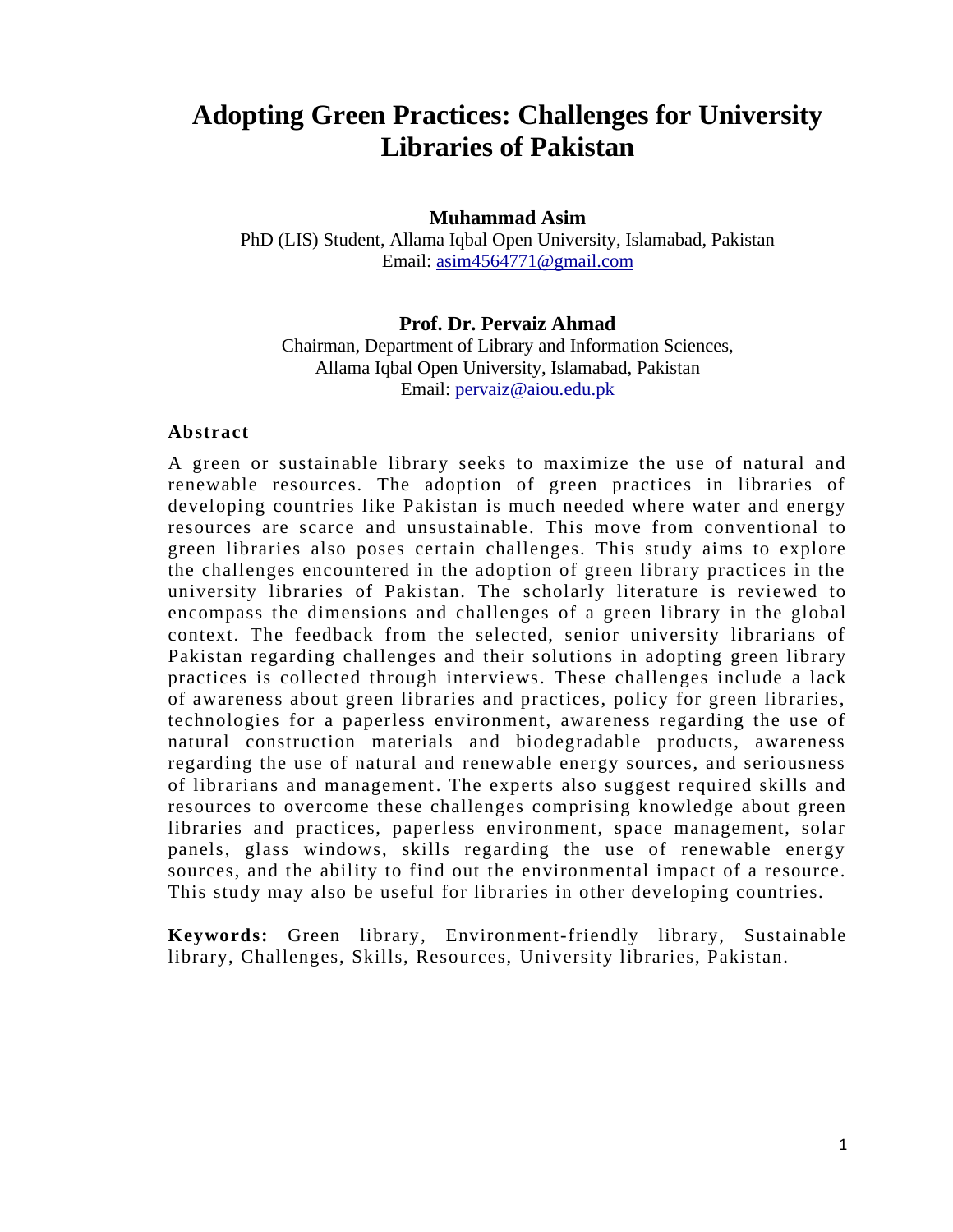# Adopting Green Practices: Challenges for University Libraries of Pakistan

**Muhammad Asim**

PhD (LIS) Student, Allama Iqbal Open University, Islamabad, Pakistan

Email: asim4564771@gmail.com

**Prof. Dr. Pervaiz Ahmad**

Chairman, Department of Library and Information Sciences,

Allama Iqbal Open University, Islamabad, Pakistan

Email: pervaiz@aiou.edu.pk

## Abstract

A green or sustainable library seeks to maximize the use of natural and renewable resources. The adoption of green practices in libraries of developing countries like Pakistan is much needed where water and energy resources are scarce and unsustainable. This move from conventional to green libraries also poses certain challenges. This study aims to explore the challenges encountered in the adoption of green library practices in the university libraries of Pakistan. The scholarly literature is reviewed to encompass the dimensions and challenges of a green library in the global context. The feedback from the selected, senior university librarians of Pakistan regarding challenges and their solutions in adopting green library practices is collected through interviews. These challenges include a lack of awareness about green libraries and practices, policy for green libraries, technologies for a paperless environment, awareness regarding the use of natural construction materials and biodegradable products, awareness regarding the use of natural and renewable energy sources, and seriousness of librarians and management. The experts also suggest required skills and resources to overcome these challenges comprising knowledge about green libraries and practices, paperless environment, space management, solar panels, glass windows, skills regarding the use of renewable energy sources, and the ability to find out the environmental impact of a resource. This study may also be useful for libraries in other developing countries.

**Keywords:** Green library, Environment-friendly library, Sustainable library, Challenges, Skills, Resources, University libraries, Pakistan.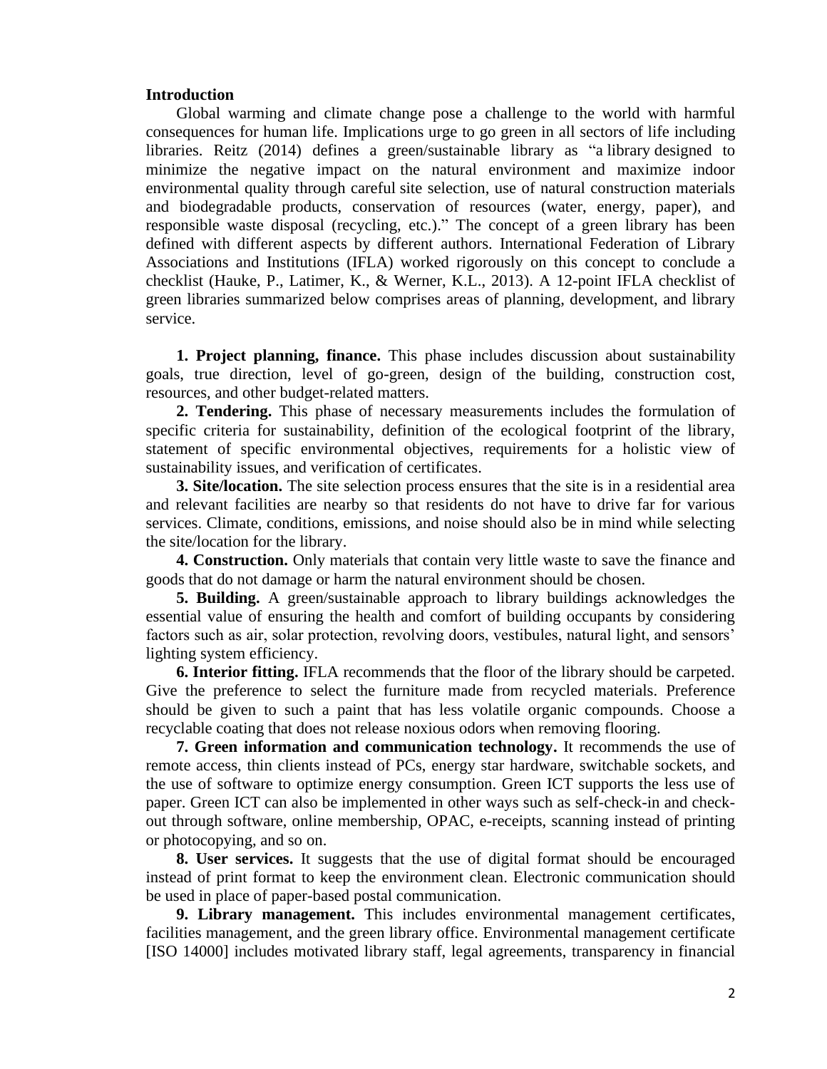## Introduction

Global warming and climate change pose a challenge to the world with harmful consequences for human life. Implications urge to go green in all sectors of life including libraries. Reitz (2014) defines a green/sustainable library as "a library designed to minimize the negative impact on the natural environment and maximize indoor environmental quality through careful site selection, use of natural construction materials and biodegradable products, conservation of resources (water, energy, paper), and responsible waste disposal (recycling, etc.)." The concept of a green library has been defined with different aspects by different authors. International Federation of Library Associations and Institutions (IFLA) worked rigorously on this concept to conclude a checklist (Hauke, P., Latimer, K., & Werner, K.L., 2013). A 12-point IFLA checklist of green libraries summarized below comprises areas of planning, development, and library service.

**1. Project planning, finance.** This phase includes discussion about sustainability goals, true direction, level of go-green, design of the building, construction cost, resources, and other budget-related matters.

**2. Tendering.** This phase of necessary measurements includes the formulation of specific criteria for sustainability, definition of the ecological footprint of the library, statement of specific environmental objectives, requirements for a holistic view of sustainability issues, and verification of certificates.

**3. Site/location.** The site selection process ensures that the site is in a residential area and relevant facilities are nearby so that residents do not have to drive far for various services. Climate, conditions, emissions, and noise should also be in mind while selecting the site/location for the library.

**4. Construction.** Only materials that contain very little waste to save the finance and goods that do not damage or harm the natural environment should be chosen.

**5. Building.** A green/sustainable approach to library buildings acknowledges the essential value of ensuring the health and comfort of building occupants by considering factors such as air, solar protection, revolving doors, vestibules, natural light, and sensors' lighting system efficiency.

**6. Interior fitting.** IFLA recommends that the floor of the library should be carpeted. Give the preference to select the furniture made from recycled materials. Preference should be given to such a paint that has less volatile organic compounds. Choose a recyclable coating that does not release noxious odors when removing flooring.

**7. Green information and communication technology.** It recommends the use of remote access, thin clients instead of PCs, energy star hardware, switchable sockets, and the use of software to optimize energy consumption. Green ICT supports the less use of paper. Green ICT can also be implemented in other ways such as self-check-in and check-out through software, online membership, OPAC, e-receipts, scanning instead of printing or photocopying, and so on.

**8. User services.** It suggests that the use of digital format should be encouraged instead of print format to keep the environment clean. Electronic communication should be used in place of paper-based postal communication.

**9. Library management.** This includes environmental management certificates, facilities management, and the green library office. Environmental management certificate [ISO 14000] includes motivated library staff, legal agreements, transparency in financial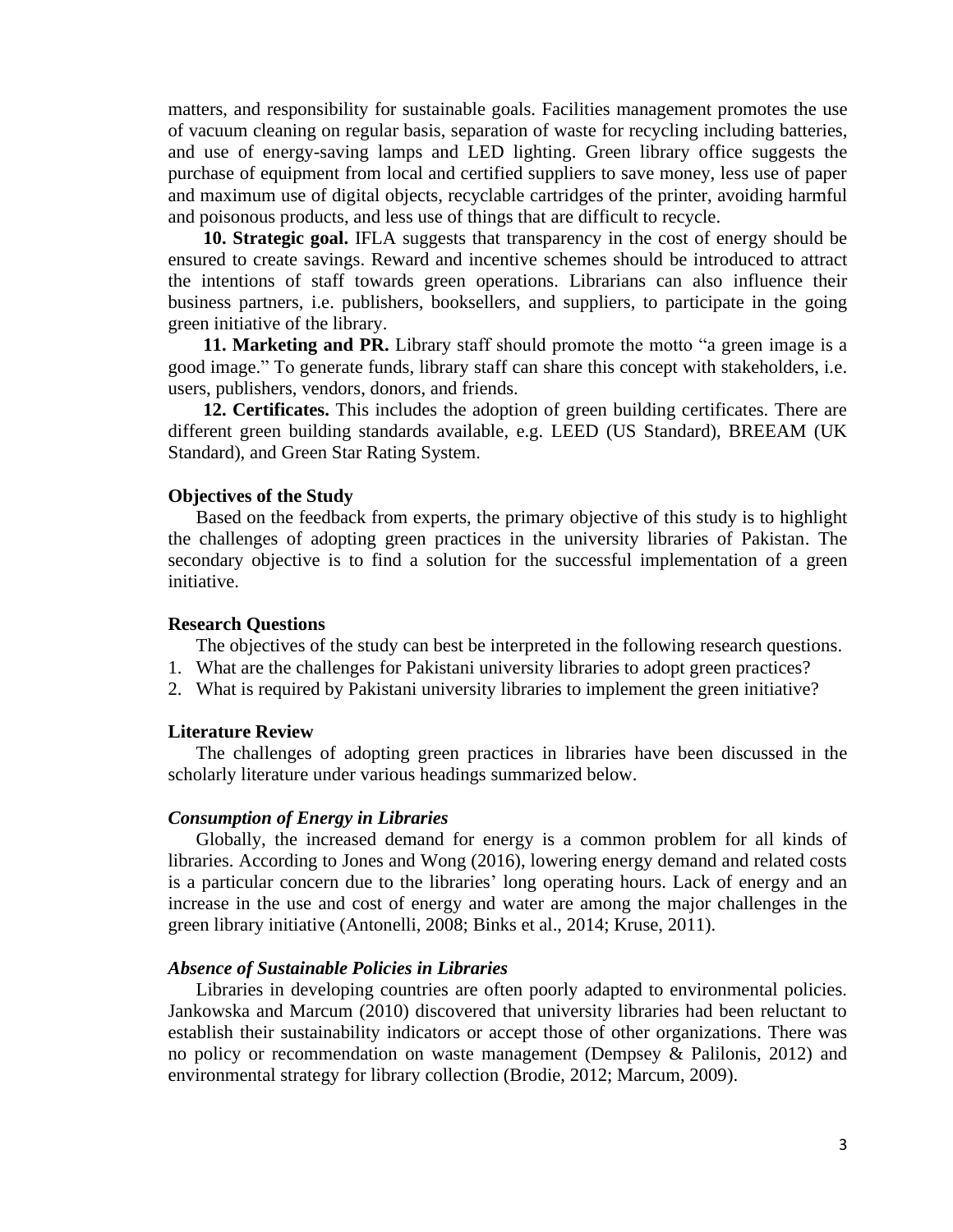matters, and responsibility for sustainable goals. Facilities management promotes the use of vacuum cleaning on regular basis, separation of waste for recycling including batteries, and use of energy-saving lamps and LED lighting. Green library office suggests the purchase of equipment from local and certified suppliers to save money, less use of paper and maximum use of digital objects, recyclable cartridges of the printer, avoiding harmful and poisonous products, and less use of things that are difficult to recycle.

**10. Strategic goal.** IFLA suggests that transparency in the cost of energy should be ensured to create savings. Reward and incentive schemes should be introduced to attract the intentions of staff towards green operations. Librarians can also influence their business partners, i.e. publishers, booksellers, and suppliers, to participate in the going green initiative of the library.

**11. Marketing and PR.** Library staff should promote the motto "a green image is a good image." To generate funds, library staff can share this concept with stakeholders, i.e. users, publishers, vendors, donors, and friends.

**12. Certificates.** This includes the adoption of green building certificates. There are different green building standards available, e.g. LEED (US Standard), BREEAM (UK Standard), and Green Star Rating System.

### Objectives of the Study

Based on the feedback from experts, the primary objective of this study is to highlight the challenges of adopting green practices in the university libraries of Pakistan. The secondary objective is to find a solution for the successful implementation of a green initiative.

### Research Questions

The objectives of the study can best be interpreted in the following research questions.

1. What are the challenges for Pakistani university libraries to adopt green practices?
2. What is required by Pakistani university libraries to implement the green initiative?

### Literature Review

The challenges of adopting green practices in libraries have been discussed in the scholarly literature under various headings summarized below.

#### *Consumption of Energy in Libraries*

Globally, the increased demand for energy is a common problem for all kinds of libraries. According to Jones and Wong (2016), lowering energy demand and related costs is a particular concern due to the libraries' long operating hours. Lack of energy and an increase in the use and cost of energy and water are among the major challenges in the green library initiative (Antonelli, 2008; Binks et al., 2014; Kruse, 2011).

#### *Absence of Sustainable Policies in Libraries*

Libraries in developing countries are often poorly adapted to environmental policies. Jankowska and Marcum (2010) discovered that university libraries had been reluctant to establish their sustainability indicators or accept those of other organizations. There was no policy or recommendation on waste management (Dempsey & Palilonis, 2012) and environmental strategy for library collection (Brodie, 2012; Marcum, 2009).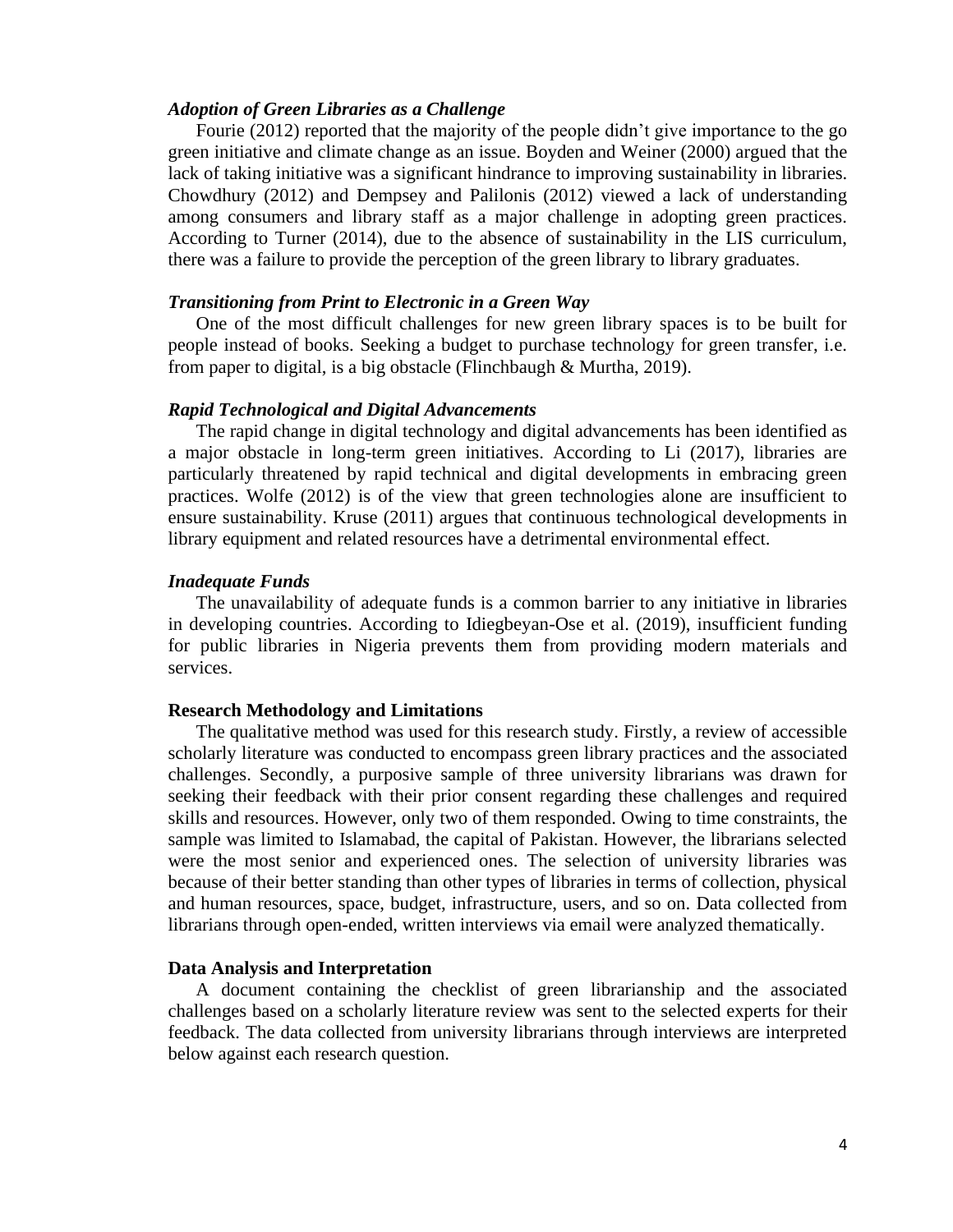### *Adoption of Green Libraries as a Challenge*

Fourie (2012) reported that the majority of the people didn't give importance to the go green initiative and climate change as an issue. Boyden and Weiner (2000) argued that the lack of taking initiative was a significant hindrance to improving sustainability in libraries. Chowdhury (2012) and Dempsey and Palilonis (2012) viewed a lack of understanding among consumers and library staff as a major challenge in adopting green practices. According to Turner (2014), due to the absence of sustainability in the LIS curriculum, there was a failure to provide the perception of the green library to library graduates.

### *Transitioning from Print to Electronic in a Green Way*

One of the most difficult challenges for new green library spaces is to be built for people instead of books. Seeking a budget to purchase technology for green transfer, i.e. from paper to digital, is a big obstacle (Flinchbaugh & Murtha, 2019).

### *Rapid Technological and Digital Advancements*

The rapid change in digital technology and digital advancements has been identified as a major obstacle in long-term green initiatives. According to Li (2017), libraries are particularly threatened by rapid technical and digital developments in embracing green practices. Wolfe (2012) is of the view that green technologies alone are insufficient to ensure sustainability. Kruse (2011) argues that continuous technological developments in library equipment and related resources have a detrimental environmental effect.

### *Inadequate Funds*

The unavailability of adequate funds is a common barrier to any initiative in libraries in developing countries. According to Idiegbeyan-Ose et al. (2019), insufficient funding for public libraries in Nigeria prevents them from providing modern materials and services.

## Research Methodology and Limitations

The qualitative method was used for this research study. Firstly, a review of accessible scholarly literature was conducted to encompass green library practices and the associated challenges. Secondly, a purposive sample of three university librarians was drawn for seeking their feedback with their prior consent regarding these challenges and required skills and resources. However, only two of them responded. Owing to time constraints, the sample was limited to Islamabad, the capital of Pakistan. However, the librarians selected were the most senior and experienced ones. The selection of university libraries was because of their better standing than other types of libraries in terms of collection, physical and human resources, space, budget, infrastructure, users, and so on. Data collected from librarians through open-ended, written interviews via email were analyzed thematically.

## Data Analysis and Interpretation

A document containing the checklist of green librarianship and the associated challenges based on a scholarly literature review was sent to the selected experts for their feedback. The data collected from university librarians through interviews are interpreted below against each research question.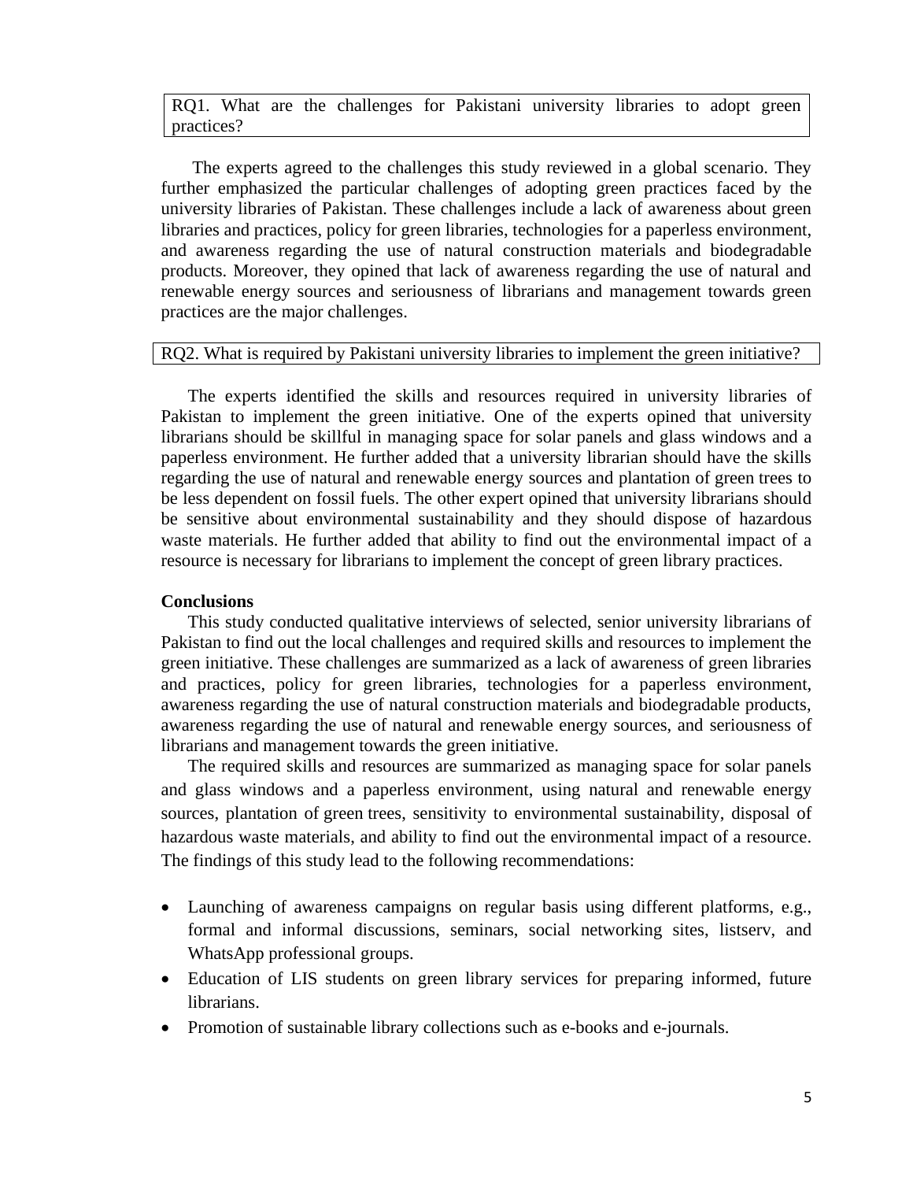RQ1. What are the challenges for Pakistani university libraries to adopt green practices?

The experts agreed to the challenges this study reviewed in a global scenario. They further emphasized the particular challenges of adopting green practices faced by the university libraries of Pakistan. These challenges include a lack of awareness about green libraries and practices, policy for green libraries, technologies for a paperless environment, and awareness regarding the use of natural construction materials and biodegradable products. Moreover, they opined that lack of awareness regarding the use of natural and renewable energy sources and seriousness of librarians and management towards green practices are the major challenges.

RQ2. What is required by Pakistani university libraries to implement the green initiative?

The experts identified the skills and resources required in university libraries of Pakistan to implement the green initiative. One of the experts opined that university librarians should be skillful in managing space for solar panels and glass windows and a paperless environment. He further added that a university librarian should have the skills regarding the use of natural and renewable energy sources and plantation of green trees to be less dependent on fossil fuels. The other expert opined that university librarians should be sensitive about environmental sustainability and they should dispose of hazardous waste materials. He further added that ability to find out the environmental impact of a resource is necessary for librarians to implement the concept of green library practices.

**Conclusions**

This study conducted qualitative interviews of selected, senior university librarians of Pakistan to find out the local challenges and required skills and resources to implement the green initiative. These challenges are summarized as a lack of awareness of green libraries and practices, policy for green libraries, technologies for a paperless environment, awareness regarding the use of natural construction materials and biodegradable products, awareness regarding the use of natural and renewable energy sources, and seriousness of librarians and management towards the green initiative.

The required skills and resources are summarized as managing space for solar panels and glass windows and a paperless environment, using natural and renewable energy sources, plantation of green trees, sensitivity to environmental sustainability, disposal of hazardous waste materials, and ability to find out the environmental impact of a resource. The findings of this study lead to the following recommendations:

- Launching of awareness campaigns on regular basis using different platforms, e.g., formal and informal discussions, seminars, social networking sites, listserv, and WhatsApp professional groups.
- Education of LIS students on green library services for preparing informed, future librarians.
- Promotion of sustainable library collections such as e-books and e-journals.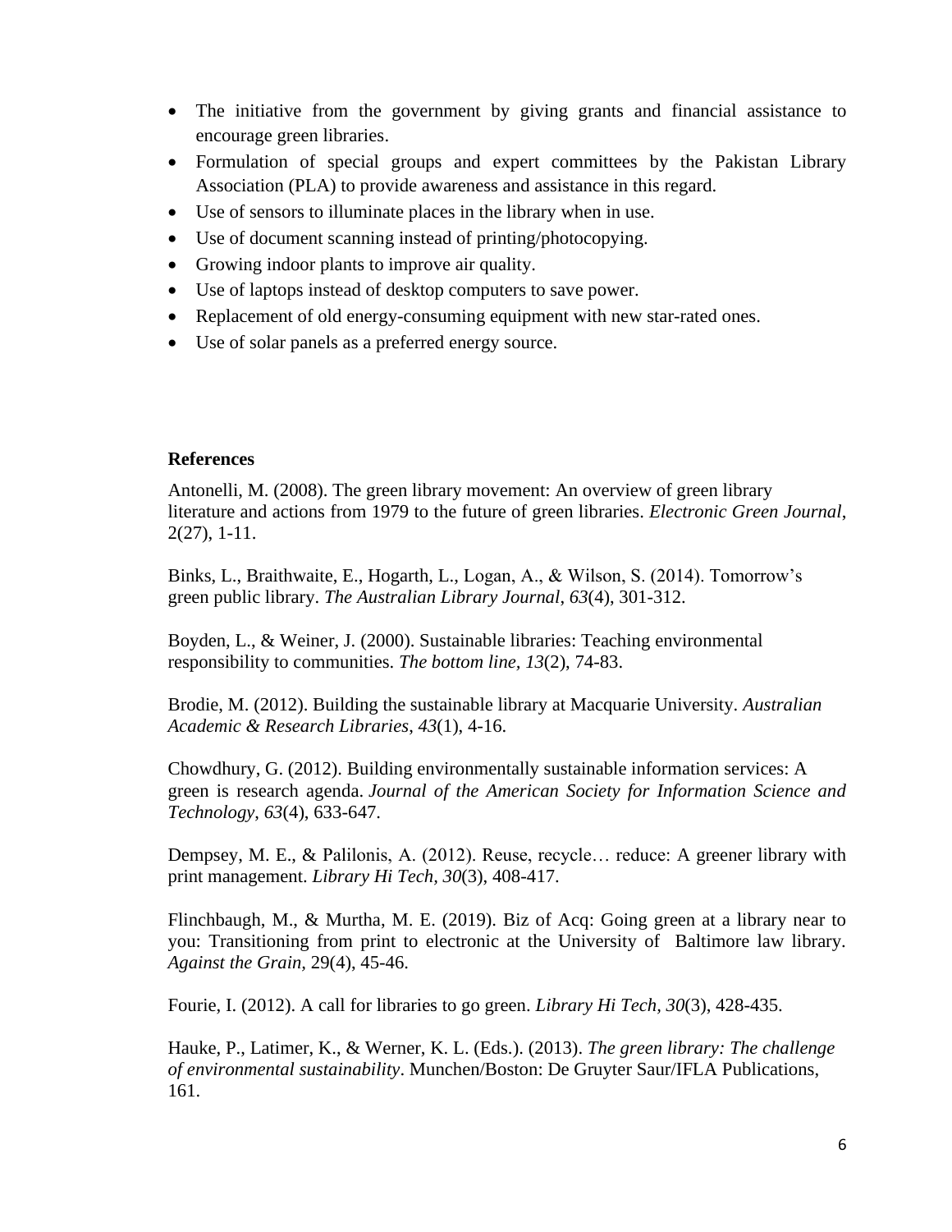- The initiative from the government by giving grants and financial assistance to encourage green libraries.
- Formulation of special groups and expert committees by the Pakistan Library Association (PLA) to provide awareness and assistance in this regard.
- Use of sensors to illuminate places in the library when in use.
- Use of document scanning instead of printing/photocopying.
- Growing indoor plants to improve air quality.
- Use of laptops instead of desktop computers to save power.
- Replacement of old energy-consuming equipment with new star-rated ones.
- Use of solar panels as a preferred energy source.

**References**

Antonelli, M. (2008). The green library movement: An overview of green library literature and actions from 1979 to the future of green libraries. *Electronic Green Journal*, 2(27), 1-11.

Binks, L., Braithwaite, E., Hogarth, L., Logan, A., & Wilson, S. (2014). Tomorrow's green public library. *The Australian Library Journal*, *63*(4), 301-312.

Boyden, L., & Weiner, J. (2000). Sustainable libraries: Teaching environmental responsibility to communities. *The bottom line*, *13*(2), 74-83.

Brodie, M. (2012). Building the sustainable library at Macquarie University. *Australian Academic & Research Libraries*, *43*(1), 4-16.

Chowdhury, G. (2012). Building environmentally sustainable information services: A green is research agenda. *Journal of the American Society for Information Science and Technology*, *63*(4), 633-647.

Dempsey, M. E., & Palilonis, A. (2012). Reuse, recycle… reduce: A greener library with print management. *Library Hi Tech*, *30*(3), 408-417.

Flinchbaugh, M., & Murtha, M. E. (2019). Biz of Acq: Going green at a library near to you: Transitioning from print to electronic at the University of Baltimore law library. *Against the Grain*, 29(4), 45-46.

Fourie, I. (2012). A call for libraries to go green. *Library Hi Tech*, *30*(3), 428-435.

Hauke, P., Latimer, K., & Werner, K. L. (Eds.). (2013). *The green library: The challenge of environmental sustainability*. Munchen/Boston: De Gruyter Saur/IFLA Publications, 161.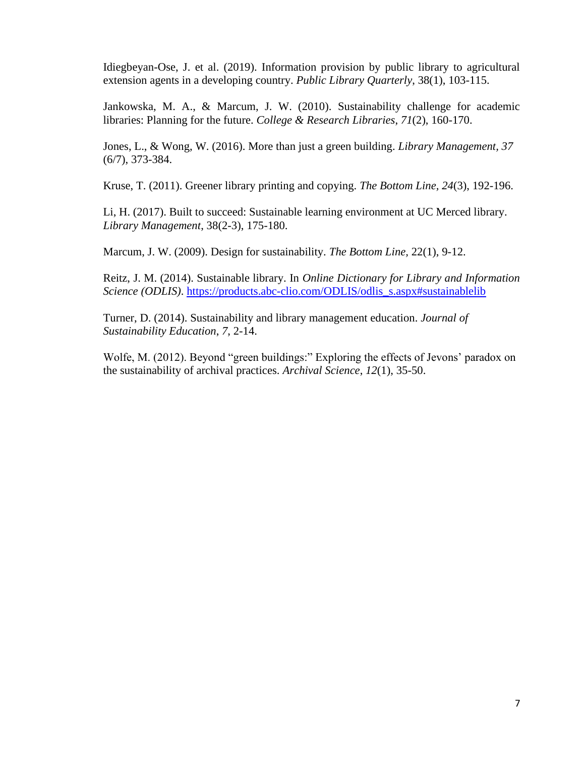Idiegbeyan-Ose, J. et al. (2019). Information provision by public library to agricultural extension agents in a developing country. *Public Library Quarterly*, 38(1), 103-115.

Jankowska, M. A., & Marcum, J. W. (2010). Sustainability challenge for academic libraries: Planning for the future. *College & Research Libraries*, *71*(2), 160-170.

Jones, L., & Wong, W. (2016). More than just a green building. *Library Management*, *37* (6/7), 373-384.

Kruse, T. (2011). Greener library printing and copying. *The Bottom Line, 24*(3), 192-196.

Li, H. (2017). Built to succeed: Sustainable learning environment at UC Merced library. *Library Management*, 38(2-3), 175-180.

Marcum, J. W. (2009). Design for sustainability. *The Bottom Line,* 22(1), 9-12.

Reitz, J. M. (2014). Sustainable library. In *Online Dictionary for Library and Information Science (ODLIS)*. https://products.abc-clio.com/ODLIS/odlis_s.aspx#sustainablelib

Turner, D. (2014). Sustainability and library management education. *Journal of Sustainability Education*, *7*, 2-14.

Wolfe, M. (2012). Beyond "green buildings:" Exploring the effects of Jevons' paradox on the sustainability of archival practices. *Archival Science*, *12*(1), 35-50.